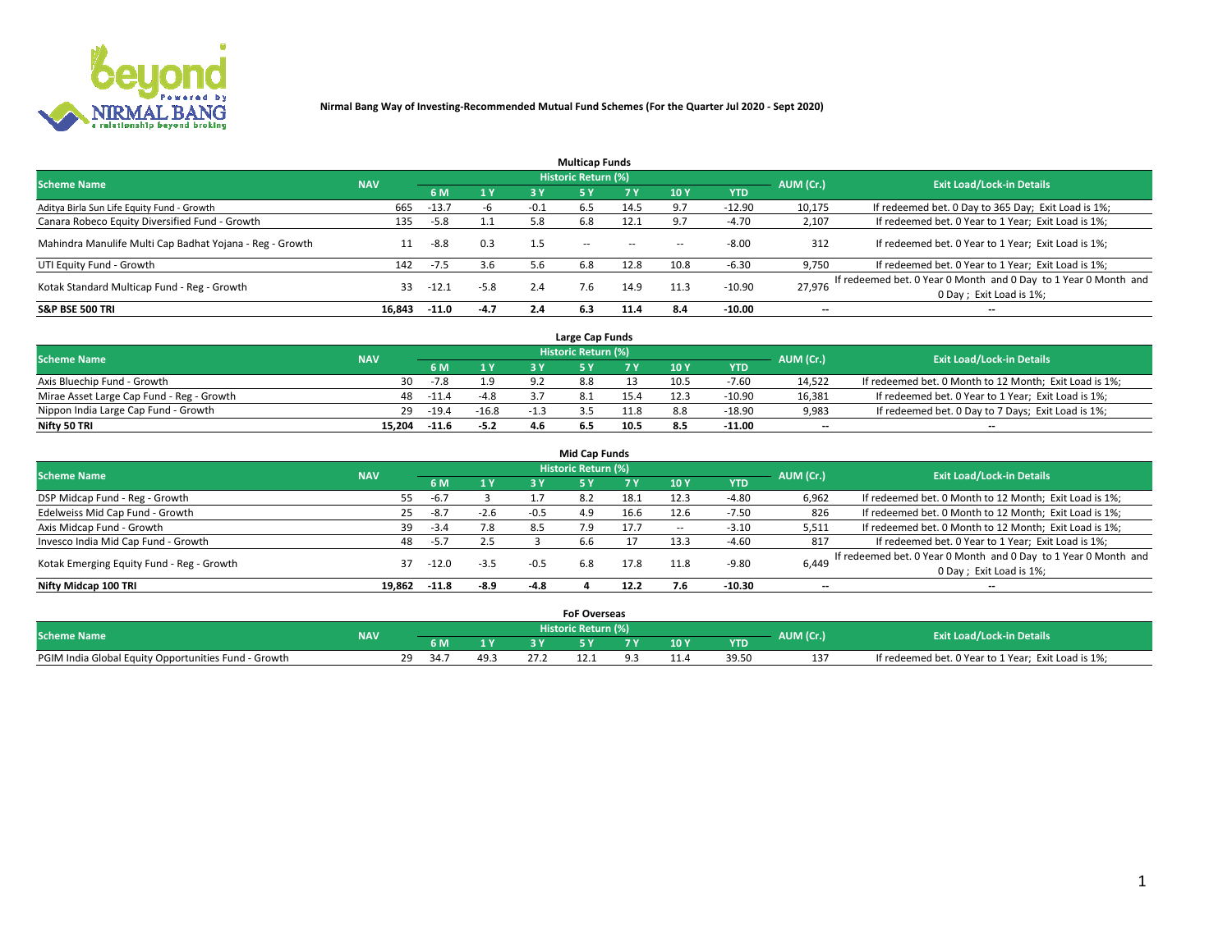# Nirmal Bang Way of Investing-Recommended Mutual Fund Schemes (For the Quarter Jul 2020 - Sept 2020)

## Multicap Funds

| Scheme Name | NAV | Historic Return (%) | | | | | | | AUM (Cr.) | Exit Load/Lock-in Details |
|---|---|---|---|---|---|---|---|---|---|---|
| | | 6 M | 1 Y | 3 Y | 5 Y | 7 Y | 10 Y | YTD | | |
| Aditya Birla Sun Life Equity Fund - Growth | 665 | -13.7 | -6 | -0.1 | 6.5 | 14.5 | 9.7 | -12.90 | 10,175 | If redeemed bet. 0 Day to 365 Day; Exit Load is 1%; |
| Canara Robeco Equity Diversified Fund - Growth | 135 | -5.8 | 1.1 | 5.8 | 6.8 | 12.1 | 9.7 | -4.70 | 2,107 | If redeemed bet. 0 Year to 1 Year; Exit Load is 1%; |
| Mahindra Manulife Multi Cap Badhat Yojana - Reg - Growth | 11 | -8.8 | 0.3 | 1.5 | -- | -- | -- | -8.00 | 312 | If redeemed bet. 0 Year to 1 Year; Exit Load is 1%; |
| UTI Equity Fund - Growth | 142 | -7.5 | 3.6 | 5.6 | 6.8 | 12.8 | 10.8 | -6.30 | 9,750 | If redeemed bet. 0 Year to 1 Year; Exit Load is 1%; |
| Kotak Standard Multicap Fund - Reg - Growth | 33 | -12.1 | -5.8 | 2.4 | 7.6 | 14.9 | 11.3 | -10.90 | 27,976 | If redeemed bet. 0 Year 0 Month and 0 Day to 1 Year 0 Month and 0 Day ; Exit Load is 1%; |
| **S&P BSE 500 TRI** | **16,843** | **-11.0** | **-4.7** | **2.4** | **6.3** | **11.4** | **8.4** | **-10.00** | **--** | **--** |

## Large Cap Funds

| Scheme Name | NAV | Historic Return (%) | | | | | | | AUM (Cr.) | Exit Load/Lock-in Details |
|---|---|---|---|---|---|---|---|---|---|---|
| | | 6 M | 1 Y | 3 Y | 5 Y | 7 Y | 10 Y | YTD | | |
| Axis Bluechip Fund - Growth | 30 | -7.8 | 1.9 | 9.2 | 8.8 | 13 | 10.5 | -7.60 | 14,522 | If redeemed bet. 0 Month to 12 Month; Exit Load is 1%; |
| Mirae Asset Large Cap Fund - Reg - Growth | 48 | -11.4 | -4.8 | 3.7 | 8.1 | 15.4 | 12.3 | -10.90 | 16,381 | If redeemed bet. 0 Year to 1 Year; Exit Load is 1%; |
| Nippon India Large Cap Fund - Growth | 29 | -19.4 | -16.8 | -1.3 | 3.5 | 11.8 | 8.8 | -18.90 | 9,983 | If redeemed bet. 0 Day to 7 Days; Exit Load is 1%; |
| **Nifty 50 TRI** | **15,204** | **-11.6** | **-5.2** | **4.6** | **6.5** | **10.5** | **8.5** | **-11.00** | **--** | **--** |

## Mid Cap Funds

| Scheme Name | NAV | Historic Return (%) | | | | | | | AUM (Cr.) | Exit Load/Lock-in Details |
|---|---|---|---|---|---|---|---|---|---|---|
| | | 6 M | 1 Y | 3 Y | 5 Y | 7 Y | 10 Y | YTD | | |
| DSP Midcap Fund - Reg - Growth | 55 | -6.7 | 3 | 1.7 | 8.2 | 18.1 | 12.3 | -4.80 | 6,962 | If redeemed bet. 0 Month to 12 Month; Exit Load is 1%; |
| Edelweiss Mid Cap Fund - Growth | 25 | -8.7 | -2.6 | -0.5 | 4.9 | 16.6 | 12.6 | -7.50 | 826 | If redeemed bet. 0 Month to 12 Month; Exit Load is 1%; |
| Axis Midcap Fund - Growth | 39 | -3.4 | 7.8 | 8.5 | 7.9 | 17.7 | -- | -3.10 | 5,511 | If redeemed bet. 0 Month to 12 Month; Exit Load is 1%; |
| Invesco India Mid Cap Fund - Growth | 48 | -5.7 | 2.5 | 3 | 6.6 | 17 | 13.3 | -4.60 | 817 | If redeemed bet. 0 Year to 1 Year; Exit Load is 1%; |
| Kotak Emerging Equity Fund - Reg - Growth | 37 | -12.0 | -3.5 | -0.5 | 6.8 | 17.8 | 11.8 | -9.80 | 6,449 | If redeemed bet. 0 Year 0 Month and 0 Day to 1 Year 0 Month and 0 Day ; Exit Load is 1%; |
| **Nifty Midcap 100 TRI** | **19,862** | **-11.8** | **-8.9** | **-4.8** | **4** | **12.2** | **7.6** | **-10.30** | **--** | **--** |

## FoF Overseas

| Scheme Name | NAV | Historic Return (%) | | | | | | | AUM (Cr.) | Exit Load/Lock-in Details |
|---|---|---|---|---|---|---|---|---|---|---|
| | | 6 M | 1 Y | 3 Y | 5 Y | 7 Y | 10 Y | YTD | | |
| PGIM India Global Equity Opportunities Fund - Growth | 29 | 34.7 | 49.3 | 27.2 | 12.1 | 9.3 | 11.4 | 39.50 | 137 | If redeemed bet. 0 Year to 1 Year; Exit Load is 1%; |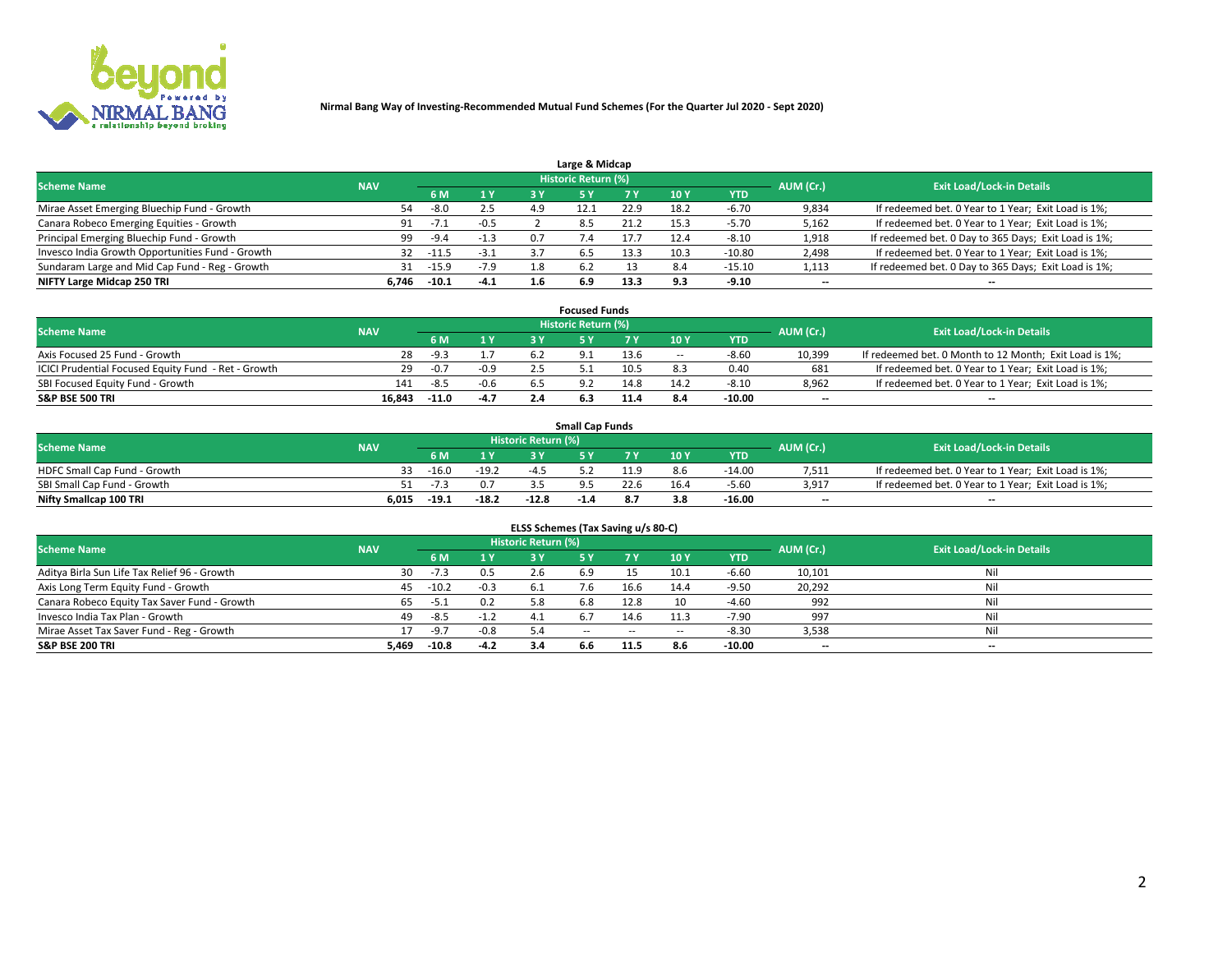Nirmal Bang Way of Investing-Recommended Mutual Fund Schemes (For the Quarter Jul 2020 - Sept 2020)

## Large & Midcap

| Scheme Name | NAV | Historic Return (%) | | | | | | | AUM (Cr.) | Exit Load/Lock-in Details |
|---|---|---|---|---|---|---|---|---|---|---|
| | | 6 M | 1 Y | 3 Y | 5 Y | 7 Y | 10 Y | YTD | | |
| Mirae Asset Emerging Bluechip Fund - Growth | 54 | -8.0 | 2.5 | 4.9 | 12.1 | 22.9 | 18.2 | -6.70 | 9,834 | If redeemed bet. 0 Year to 1 Year; Exit Load is 1%; |
| Canara Robeco Emerging Equities - Growth | 91 | -7.1 | -0.5 | 2 | 8.5 | 21.2 | 15.3 | -5.70 | 5,162 | If redeemed bet. 0 Year to 1 Year; Exit Load is 1%; |
| Principal Emerging Bluechip Fund - Growth | 99 | -9.4 | -1.3 | 0.7 | 7.4 | 17.7 | 12.4 | -8.10 | 1,918 | If redeemed bet. 0 Day to 365 Days; Exit Load is 1%; |
| Invesco India Growth Opportunities Fund - Growth | 32 | -11.5 | -3.1 | 3.7 | 6.5 | 13.3 | 10.3 | -10.80 | 2,498 | If redeemed bet. 0 Year to 1 Year; Exit Load is 1%; |
| Sundaram Large and Mid Cap Fund - Reg - Growth | 31 | -15.9 | -7.9 | 1.8 | 6.2 | 13 | 8.4 | -15.10 | 1,113 | If redeemed bet. 0 Day to 365 Days; Exit Load is 1%; |
| **NIFTY Large Midcap 250 TRI** | **6,746** | **-10.1** | **-4.1** | **1.6** | **6.9** | **13.3** | **9.3** | **-9.10** | -- | -- |

## Focused Funds

| Scheme Name | NAV | Historic Return (%) | | | | | | | AUM (Cr.) | Exit Load/Lock-in Details |
|---|---|---|---|---|---|---|---|---|---|---|
| | | 6 M | 1 Y | 3 Y | 5 Y | 7 Y | 10 Y | YTD | | |
| Axis Focused 25 Fund - Growth | 28 | -9.3 | 1.7 | 6.2 | 9.1 | 13.6 | -- | -8.60 | 10,399 | If redeemed bet. 0 Month to 12 Month; Exit Load is 1%; |
| ICICI Prudential Focused Equity Fund - Ret - Growth | 29 | -0.7 | -0.9 | 2.5 | 5.1 | 10.5 | 8.3 | 0.40 | 681 | If redeemed bet. 0 Year to 1 Year; Exit Load is 1%; |
| SBI Focused Equity Fund - Growth | 141 | -8.5 | -0.6 | 6.5 | 9.2 | 14.8 | 14.2 | -8.10 | 8,962 | If redeemed bet. 0 Year to 1 Year; Exit Load is 1%; |
| **S&P BSE 500 TRI** | **16,843** | **-11.0** | **-4.7** | **2.4** | **6.3** | **11.4** | **8.4** | **-10.00** | -- | -- |

## Small Cap Funds

| Scheme Name | NAV | Historic Return (%) | | | | | | | AUM (Cr.) | Exit Load/Lock-in Details |
|---|---|---|---|---|---|---|---|---|---|---|
| | | 6 M | 1 Y | 3 Y | 5 Y | 7 Y | 10 Y | YTD | | |
| HDFC Small Cap Fund - Growth | 33 | -16.0 | -19.2 | -4.5 | 5.2 | 11.9 | 8.6 | -14.00 | 7,511 | If redeemed bet. 0 Year to 1 Year; Exit Load is 1%; |
| SBI Small Cap Fund - Growth | 51 | -7.3 | 0.7 | 3.5 | 9.5 | 22.6 | 16.4 | -5.60 | 3,917 | If redeemed bet. 0 Year to 1 Year; Exit Load is 1%; |
| **Nifty Smallcap 100 TRI** | **6,015** | **-19.1** | **-18.2** | **-12.8** | **-1.4** | **8.7** | **3.8** | **-16.00** | -- | -- |

## ELSS Schemes (Tax Saving u/s 80-C)

| Scheme Name | NAV | Historic Return (%) | | | | | | | AUM (Cr.) | Exit Load/Lock-in Details |
|---|---|---|---|---|---|---|---|---|---|---|
| | | 6 M | 1 Y | 3 Y | 5 Y | 7 Y | 10 Y | YTD | | |
| Aditya Birla Sun Life Tax Relief 96 - Growth | 30 | -7.3 | 0.5 | 2.6 | 6.9 | 15 | 10.1 | -6.60 | 10,101 | Nil |
| Axis Long Term Equity Fund - Growth | 45 | -10.2 | -0.3 | 6.1 | 7.6 | 16.6 | 14.4 | -9.50 | 20,292 | Nil |
| Canara Robeco Equity Tax Saver Fund - Growth | 65 | -5.1 | 0.2 | 5.8 | 6.8 | 12.8 | 10 | -4.60 | 992 | Nil |
| Invesco India Tax Plan - Growth | 49 | -8.5 | -1.2 | 4.1 | 6.7 | 14.6 | 11.3 | -7.90 | 997 | Nil |
| Mirae Asset Tax Saver Fund - Reg - Growth | 17 | -9.7 | -0.8 | 5.4 | -- | -- | -- | -8.30 | 3,538 | Nil |
| **S&P BSE 200 TRI** | **5,469** | **-10.8** | **-4.2** | **3.4** | **6.6** | **11.5** | **8.6** | **-10.00** | -- | -- |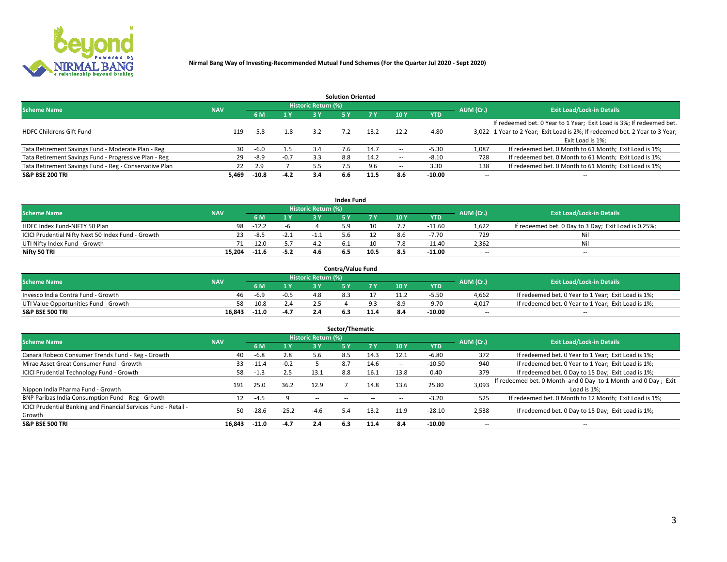**Nirmal Bang Way of Investing-Recommended Mutual Fund Schemes (For the Quarter Jul 2020 - Sept 2020)**

### Solution Oriented

| Scheme Name | NAV | Historic Return (%) | | | | | | | AUM (Cr.) | Exit Load/Lock-in Details |
|---|---|---|---|---|---|---|---|---|---|---|
| | | 6 M | 1 Y | 3 Y | 5 Y | 7 Y | 10 Y | YTD | | |
| HDFC Childrens Gift Fund | 119 | -5.8 | -1.8 | 3.2 | 7.2 | 13.2 | 12.2 | -4.80 | 3,022 | If redeemed bet. 0 Year to 1 Year; Exit Load is 3%; If redeemed bet. 1 Year to 2 Year; Exit Load is 2%; If redeemed bet. 2 Year to 3 Year; Exit Load is 1%; |
| Tata Retirement Savings Fund - Moderate Plan - Reg | 30 | -6.0 | 1.5 | 3.4 | 7.6 | 14.7 | -- | -5.30 | 1,087 | If redeemed bet. 0 Month to 61 Month; Exit Load is 1%; |
| Tata Retirement Savings Fund - Progressive Plan - Reg | 29 | -8.9 | -0.7 | 3.3 | 8.8 | 14.2 | -- | -8.10 | 728 | If redeemed bet. 0 Month to 61 Month; Exit Load is 1%; |
| Tata Retirement Savings Fund - Reg - Conservative Plan | 22 | 2.9 | 7 | 5.5 | 7.5 | 9.6 | -- | 3.30 | 138 | If redeemed bet. 0 Month to 61 Month; Exit Load is 1%; |
| **S&P BSE 200 TRI** | **5,469** | **-10.8** | **-4.2** | **3.4** | **6.6** | **11.5** | **8.6** | **-10.00** | **--** | **--** |

### Index Fund

| Scheme Name | NAV | Historic Return (%) | | | | | | | AUM (Cr.) | Exit Load/Lock-in Details |
|---|---|---|---|---|---|---|---|---|---|---|
| | | 6 M | 1 Y | 3 Y | 5 Y | 7 Y | 10 Y | YTD | | |
| HDFC Index Fund-NIFTY 50 Plan | 98 | -12.2 | -6 | 4 | 5.9 | 10 | 7.7 | -11.60 | 1,622 | If redeemed bet. 0 Day to 3 Day; Exit Load is 0.25%; |
| ICICI Prudential Nifty Next 50 Index Fund - Growth | 23 | -8.5 | -2.1 | -1.1 | 5.6 | 12 | 8.6 | -7.70 | 729 | Nil |
| UTI Nifty Index Fund - Growth | 71 | -12.0 | -5.7 | 4.2 | 6.1 | 10 | 7.8 | -11.40 | 2,362 | Nil |
| **Nifty 50 TRI** | **15,204** | **-11.6** | **-5.2** | **4.6** | **6.5** | **10.5** | **8.5** | **-11.00** | **--** | **--** |

### Contra/Value Fund

| Scheme Name | NAV | Historic Return (%) | | | | | | | AUM (Cr.) | Exit Load/Lock-in Details |
|---|---|---|---|---|---|---|---|---|---|---|
| | | 6 M | 1 Y | 3 Y | 5 Y | 7 Y | 10 Y | YTD | | |
| Invesco India Contra Fund - Growth | 46 | -6.9 | -0.5 | 4.8 | 8.3 | 17 | 11.2 | -5.50 | 4,662 | If redeemed bet. 0 Year to 1 Year; Exit Load is 1%; |
| UTI Value Opportunities Fund - Growth | 58 | -10.8 | -2.4 | 2.5 | 4 | 9.3 | 8.9 | -9.70 | 4,017 | If redeemed bet. 0 Year to 1 Year; Exit Load is 1%; |
| **S&P BSE 500 TRI** | **16,843** | **-11.0** | **-4.7** | **2.4** | **6.3** | **11.4** | **8.4** | **-10.00** | **--** | **--** |

### Sector/Thematic

| Scheme Name | NAV | Historic Return (%) | | | | | | | AUM (Cr.) | Exit Load/Lock-in Details |
|---|---|---|---|---|---|---|---|---|---|---|
| | | 6 M | 1 Y | 3 Y | 5 Y | 7 Y | 10 Y | YTD | | |
| Canara Robeco Consumer Trends Fund - Reg - Growth | 40 | -6.8 | 2.8 | 5.6 | 8.5 | 14.3 | 12.1 | -6.80 | 372 | If redeemed bet. 0 Year to 1 Year; Exit Load is 1%; |
| Mirae Asset Great Consumer Fund - Growth | 33 | -11.4 | -0.2 | 5 | 8.7 | 14.6 | -- | -10.50 | 940 | If redeemed bet. 0 Year to 1 Year; Exit Load is 1%; |
| ICICI Prudential Technology Fund - Growth | 58 | -1.3 | 2.5 | 13.1 | 8.8 | 16.1 | 13.8 | 0.40 | 379 | If redeemed bet. 0 Day to 15 Day; Exit Load is 1%; |
| Nippon India Pharma Fund - Growth | 191 | 25.0 | 36.2 | 12.9 | 7 | 14.8 | 13.6 | 25.80 | 3,093 | If redeemed bet. 0 Month and 0 Day to 1 Month and 0 Day ; Exit Load is 1%; |
| BNP Paribas India Consumption Fund - Reg - Growth | 12 | -4.5 | 9 | -- | -- | -- | -- | -3.20 | 525 | If redeemed bet. 0 Month to 12 Month; Exit Load is 1%; |
| ICICI Prudential Banking and Financial Services Fund - Retail - Growth | 50 | -28.6 | -25.2 | -4.6 | 5.4 | 13.2 | 11.9 | -28.10 | 2,538 | If redeemed bet. 0 Day to 15 Day; Exit Load is 1%; |
| **S&P BSE 500 TRI** | **16,843** | **-11.0** | **-4.7** | **2.4** | **6.3** | **11.4** | **8.4** | **-10.00** | **--** | **--** |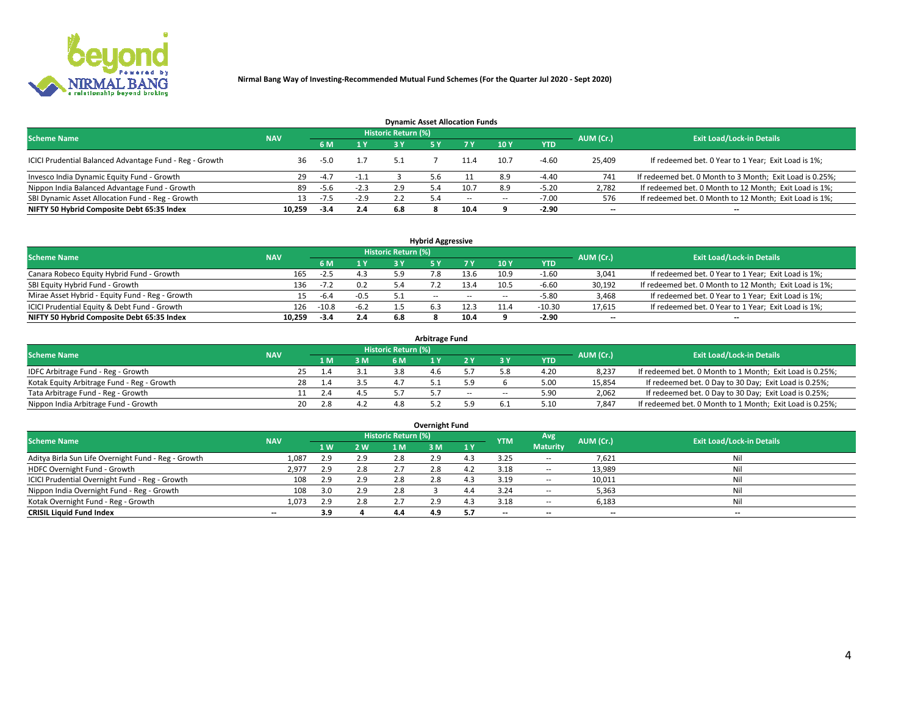**Nirmal Bang Way of Investing-Recommended Mutual Fund Schemes (For the Quarter Jul 2020 - Sept 2020)**

## Dynamic Asset Allocation Funds

| Scheme Name | NAV | Historic Return (%) | | | | | | | AUM (Cr.) | Exit Load/Lock-in Details |
|---|---|---|---|---|---|---|---|---|---|---|
| | | 6 M | 1 Y | 3 Y | 5 Y | 7 Y | 10 Y | YTD | | |
| ICICI Prudential Balanced Advantage Fund - Reg - Growth | 36 | -5.0 | 1.7 | 5.1 | 7 | 11.4 | 10.7 | -4.60 | 25,409 | If redeemed bet. 0 Year to 1 Year; Exit Load is 1%; |
| Invesco India Dynamic Equity Fund - Growth | 29 | -4.7 | -1.1 | 3 | 5.6 | 11 | 8.9 | -4.40 | 741 | If redeemed bet. 0 Month to 3 Month; Exit Load is 0.25%; |
| Nippon India Balanced Advantage Fund - Growth | 89 | -5.6 | -2.3 | 2.9 | 5.4 | 10.7 | 8.9 | -5.20 | 2,782 | If redeemed bet. 0 Month to 12 Month; Exit Load is 1%; |
| SBI Dynamic Asset Allocation Fund - Reg - Growth | 13 | -7.5 | -2.9 | 2.2 | 5.4 | -- | -- | -7.00 | 576 | If redeemed bet. 0 Month to 12 Month; Exit Load is 1%; |
| **NIFTY 50 Hybrid Composite Debt 65:35 Index** | **10,259** | **-3.4** | **2.4** | **6.8** | **8** | **10.4** | **9** | **-2.90** | **--** | **--** |

## Hybrid Aggressive

| Scheme Name | NAV | Historic Return (%) | | | | | | | AUM (Cr.) | Exit Load/Lock-in Details |
|---|---|---|---|---|---|---|---|---|---|---|
| | | 6 M | 1 Y | 3 Y | 5 Y | 7 Y | 10 Y | YTD | | |
| Canara Robeco Equity Hybrid Fund - Growth | 165 | -2.5 | 4.3 | 5.9 | 7.8 | 13.6 | 10.9 | -1.60 | 3,041 | If redeemed bet. 0 Year to 1 Year; Exit Load is 1%; |
| SBI Equity Hybrid Fund - Growth | 136 | -7.2 | 0.2 | 5.4 | 7.2 | 13.4 | 10.5 | -6.60 | 30,192 | If redeemed bet. 0 Month to 12 Month; Exit Load is 1%; |
| Mirae Asset Hybrid - Equity Fund - Reg - Growth | 15 | -6.4 | -0.5 | 5.1 | -- | -- | -- | -5.80 | 3,468 | If redeemed bet. 0 Year to 1 Year; Exit Load is 1%; |
| ICICI Prudential Equity & Debt Fund - Growth | 126 | -10.8 | -6.2 | 1.5 | 6.3 | 12.3 | 11.4 | -10.30 | 17,615 | If redeemed bet. 0 Year to 1 Year; Exit Load is 1%; |
| **NIFTY 50 Hybrid Composite Debt 65:35 Index** | **10,259** | **-3.4** | **2.4** | **6.8** | **8** | **10.4** | **9** | **-2.90** | **--** | **--** |

## Arbitrage Fund

| Scheme Name | NAV | Historic Return (%) | | | | | | | AUM (Cr.) | Exit Load/Lock-in Details |
|---|---|---|---|---|---|---|---|---|---|---|
| | | 1 M | 3 M | 6 M | 1 Y | 2 Y | 3 Y | YTD | | |
| IDFC Arbitrage Fund - Reg - Growth | 25 | 1.4 | 3.1 | 3.8 | 4.6 | 5.7 | 5.8 | 4.20 | 8,237 | If redeemed bet. 0 Month to 1 Month; Exit Load is 0.25%; |
| Kotak Equity Arbitrage Fund - Reg - Growth | 28 | 1.4 | 3.5 | 4.7 | 5.1 | 5.9 | 6 | 5.00 | 15,854 | If redeemed bet. 0 Day to 30 Day; Exit Load is 0.25%; |
| Tata Arbitrage Fund - Reg - Growth | 11 | 2.4 | 4.5 | 5.7 | 5.7 | -- | -- | 5.90 | 2,062 | If redeemed bet. 0 Day to 30 Day; Exit Load is 0.25%; |
| Nippon India Arbitrage Fund - Growth | 20 | 2.8 | 4.2 | 4.8 | 5.2 | 5.9 | 6.1 | 5.10 | 7,847 | If redeemed bet. 0 Month to 1 Month; Exit Load is 0.25%; |

## Overnight Fund

| Scheme Name | NAV | Historic Return (%) | | | | | YTM | Avg Maturity | AUM (Cr.) | Exit Load/Lock-in Details |
|---|---|---|---|---|---|---|---|---|---|---|
| | | 1 W | 2 W | 1 M | 3 M | 1 Y | | | | |
| Aditya Birla Sun Life Overnight Fund - Reg - Growth | 1,087 | 2.9 | 2.9 | 2.8 | 2.9 | 4.3 | 3.25 | -- | 7,621 | Nil |
| HDFC Overnight Fund - Growth | 2,977 | 2.9 | 2.8 | 2.7 | 2.8 | 4.2 | 3.18 | -- | 13,989 | Nil |
| ICICI Prudential Overnight Fund - Reg - Growth | 108 | 2.9 | 2.9 | 2.8 | 2.8 | 4.3 | 3.19 | -- | 10,011 | Nil |
| Nippon India Overnight Fund - Reg - Growth | 108 | 3.0 | 2.9 | 2.8 | 3 | 4.4 | 3.24 | -- | 5,363 | Nil |
| Kotak Overnight Fund - Reg - Growth | 1,073 | 2.9 | 2.8 | 2.7 | 2.9 | 4.3 | 3.18 | -- | 6,183 | Nil |
| **CRISIL Liquid Fund Index** | **--** | **3.9** | **4** | **4.4** | **4.9** | **5.7** | **--** | **--** | **--** | **--** |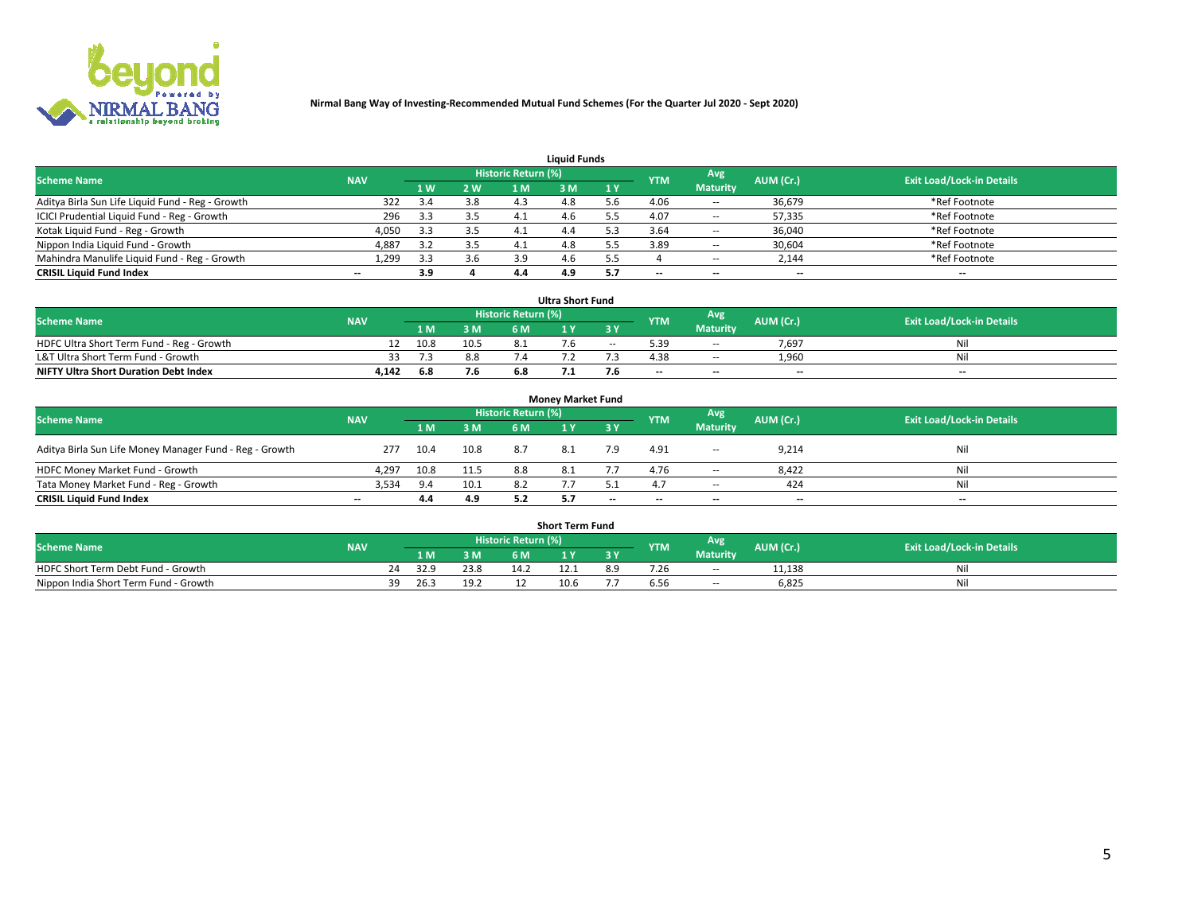**Nirmal Bang Way of Investing-Recommended Mutual Fund Schemes (For the Quarter Jul 2020 - Sept 2020)**

### Liquid Funds

| Scheme Name | NAV | Historic Return (%) | | | | | YTM | Avg Maturity | AUM (Cr.) | Exit Load/Lock-in Details |
|---|---|---|---|---|---|---|---|---|---|---|
| | | 1 W | 2 W | 1 M | 3 M | 1 Y | | | | |
| Aditya Birla Sun Life Liquid Fund - Reg - Growth | 322 | 3.4 | 3.8 | 4.3 | 4.8 | 5.6 | 4.06 | -- | 36,679 | *Ref Footnote |
| ICICI Prudential Liquid Fund - Reg - Growth | 296 | 3.3 | 3.5 | 4.1 | 4.6 | 5.5 | 4.07 | -- | 57,335 | *Ref Footnote |
| Kotak Liquid Fund - Reg - Growth | 4,050 | 3.3 | 3.5 | 4.1 | 4.4 | 5.3 | 3.64 | -- | 36,040 | *Ref Footnote |
| Nippon India Liquid Fund - Growth | 4,887 | 3.2 | 3.5 | 4.1 | 4.8 | 5.5 | 3.89 | -- | 30,604 | *Ref Footnote |
| Mahindra Manulife Liquid Fund - Reg - Growth | 1,299 | 3.3 | 3.6 | 3.9 | 4.6 | 5.5 | 4 | -- | 2,144 | *Ref Footnote |
| **CRISIL Liquid Fund Index** | -- | **3.9** | **4** | **4.4** | **4.9** | **5.7** | -- | -- | -- | -- |

### Ultra Short Fund

| Scheme Name | NAV | Historic Return (%) | | | | | YTM | Avg Maturity | AUM (Cr.) | Exit Load/Lock-in Details |
|---|---|---|---|---|---|---|---|---|---|---|
| | | 1 M | 3 M | 6 M | 1 Y | 3 Y | | | | |
| HDFC Ultra Short Term Fund - Reg - Growth | 12 | 10.8 | 10.5 | 8.1 | 7.6 | -- | 5.39 | -- | 7,697 | Nil |
| L&T Ultra Short Term Fund - Growth | 33 | 7.3 | 8.8 | 7.4 | 7.2 | 7.3 | 4.38 | -- | 1,960 | Nil |
| **NIFTY Ultra Short Duration Debt Index** | **4,142** | **6.8** | **7.6** | **6.8** | **7.1** | **7.6** | -- | -- | -- | -- |

### Money Market Fund

| Scheme Name | NAV | Historic Return (%) | | | | | YTM | Avg Maturity | AUM (Cr.) | Exit Load/Lock-in Details |
|---|---|---|---|---|---|---|---|---|---|---|
| | | 1 M | 3 M | 6 M | 1 Y | 3 Y | | | | |
| Aditya Birla Sun Life Money Manager Fund - Reg - Growth | 277 | 10.4 | 10.8 | 8.7 | 8.1 | 7.9 | 4.91 | -- | 9,214 | Nil |
| HDFC Money Market Fund - Growth | 4,297 | 10.8 | 11.5 | 8.8 | 8.1 | 7.7 | 4.76 | -- | 8,422 | Nil |
| Tata Money Market Fund - Reg - Growth | 3,534 | 9.4 | 10.1 | 8.2 | 7.7 | 5.1 | 4.7 | -- | 424 | Nil |
| **CRISIL Liquid Fund Index** | -- | **4.4** | **4.9** | **5.2** | **5.7** | -- | -- | -- | -- | -- |

### Short Term Fund

| Scheme Name | NAV | Historic Return (%) | | | | | YTM | Avg Maturity | AUM (Cr.) | Exit Load/Lock-in Details |
|---|---|---|---|---|---|---|---|---|---|---|
| | | 1 M | 3 M | 6 M | 1 Y | 3 Y | | | | |
| HDFC Short Term Debt Fund - Growth | 24 | 32.9 | 23.8 | 14.2 | 12.1 | 8.9 | 7.26 | -- | 11,138 | Nil |
| Nippon India Short Term Fund - Growth | 39 | 26.3 | 19.2 | 12 | 10.6 | 7.7 | 6.56 | -- | 6,825 | Nil |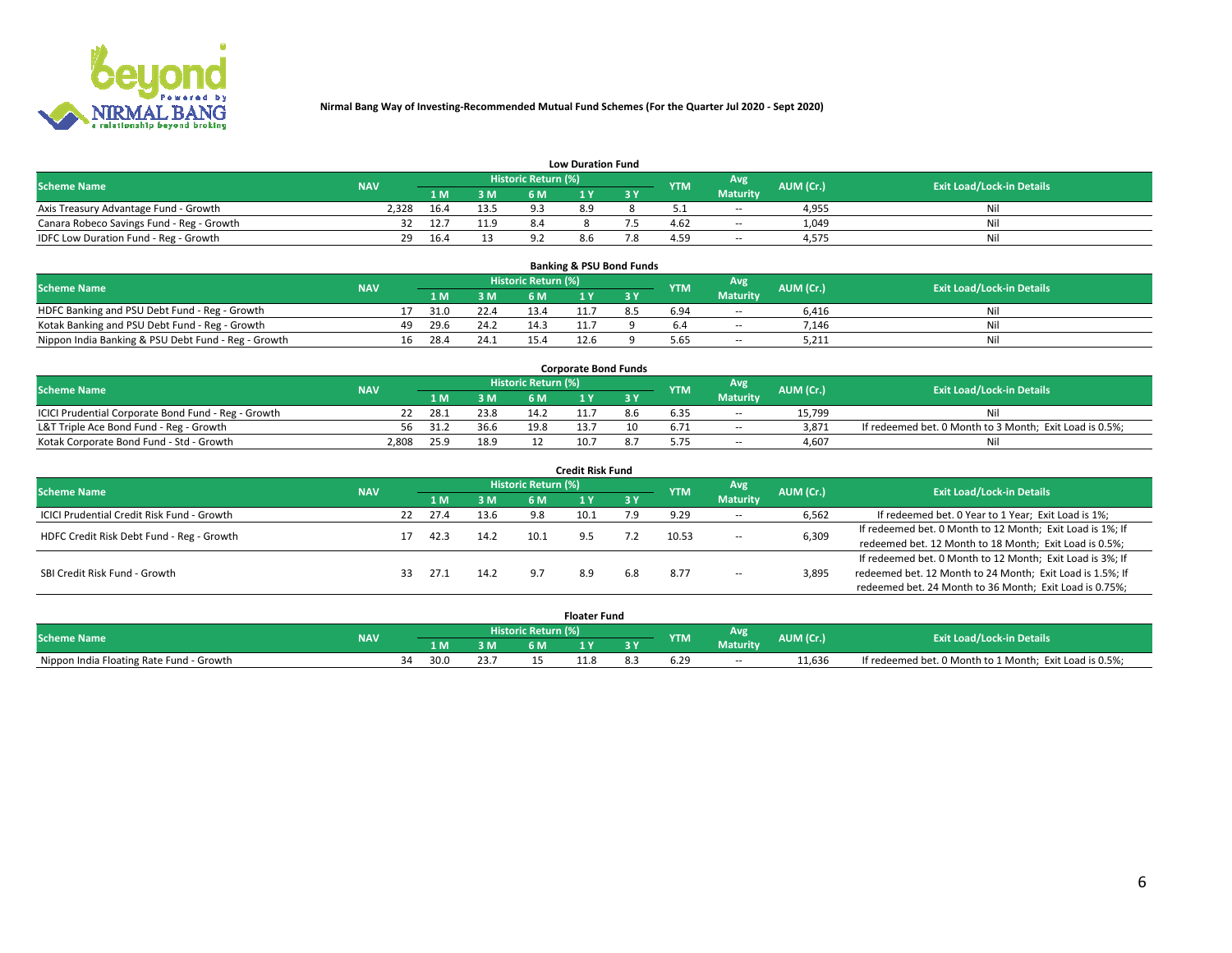**Nirmal Bang Way of Investing-Recommended Mutual Fund Schemes (For the Quarter Jul 2020 - Sept 2020)**

## Low Duration Fund

| Scheme Name | NAV | Historic Return (%) | | | | | YTM | Avg Maturity | AUM (Cr.) | Exit Load/Lock-in Details |
|---|---|---|---|---|---|---|---|---|---|---|
| | | 1 M | 3 M | 6 M | 1 Y | 3 Y | | | | |
| Axis Treasury Advantage Fund - Growth | 2,328 | 16.4 | 13.5 | 9.3 | 8.9 | 8 | 5.1 | -- | 4,955 | Nil |
| Canara Robeco Savings Fund - Reg - Growth | 32 | 12.7 | 11.9 | 8.4 | 8 | 7.5 | 4.62 | -- | 1,049 | Nil |
| IDFC Low Duration Fund - Reg - Growth | 29 | 16.4 | 13 | 9.2 | 8.6 | 7.8 | 4.59 | -- | 4,575 | Nil |

## Banking & PSU Bond Funds

| Scheme Name | NAV | Historic Return (%) | | | | | YTM | Avg Maturity | AUM (Cr.) | Exit Load/Lock-in Details |
|---|---|---|---|---|---|---|---|---|---|---|
| | | 1 M | 3 M | 6 M | 1 Y | 3 Y | | | | |
| HDFC Banking and PSU Debt Fund - Reg - Growth | 17 | 31.0 | 22.4 | 13.4 | 11.7 | 8.5 | 6.94 | -- | 6,416 | Nil |
| Kotak Banking and PSU Debt Fund - Reg - Growth | 49 | 29.6 | 24.2 | 14.3 | 11.7 | 9 | 6.4 | -- | 7,146 | Nil |
| Nippon India Banking & PSU Debt Fund - Reg - Growth | 16 | 28.4 | 24.1 | 15.4 | 12.6 | 9 | 5.65 | -- | 5,211 | Nil |

## Corporate Bond Funds

| Scheme Name | NAV | Historic Return (%) | | | | | YTM | Avg Maturity | AUM (Cr.) | Exit Load/Lock-in Details |
|---|---|---|---|---|---|---|---|---|---|---|
| | | 1 M | 3 M | 6 M | 1 Y | 3 Y | | | | |
| ICICI Prudential Corporate Bond Fund - Reg - Growth | 22 | 28.1 | 23.8 | 14.2 | 11.7 | 8.6 | 6.35 | -- | 15,799 | Nil |
| L&T Triple Ace Bond Fund - Reg - Growth | 56 | 31.2 | 36.6 | 19.8 | 13.7 | 10 | 6.71 | -- | 3,871 | If redeemed bet. 0 Month to 3 Month; Exit Load is 0.5%; |
| Kotak Corporate Bond Fund - Std - Growth | 2,808 | 25.9 | 18.9 | 12 | 10.7 | 8.7 | 5.75 | -- | 4,607 | Nil |

## Credit Risk Fund

| Scheme Name | NAV | Historic Return (%) | | | | | YTM | Avg Maturity | AUM (Cr.) | Exit Load/Lock-in Details |
|---|---|---|---|---|---|---|---|---|---|---|
| | | 1 M | 3 M | 6 M | 1 Y | 3 Y | | | | |
| ICICI Prudential Credit Risk Fund - Growth | 22 | 27.4 | 13.6 | 9.8 | 10.1 | 7.9 | 9.29 | -- | 6,562 | If redeemed bet. 0 Year to 1 Year; Exit Load is 1%; |
| HDFC Credit Risk Debt Fund - Reg - Growth | 17 | 42.3 | 14.2 | 10.1 | 9.5 | 7.2 | 10.53 | -- | 6,309 | If redeemed bet. 0 Month to 12 Month; Exit Load is 1%; If redeemed bet. 12 Month to 18 Month; Exit Load is 0.5%; |
| SBI Credit Risk Fund - Growth | 33 | 27.1 | 14.2 | 9.7 | 8.9 | 6.8 | 8.77 | -- | 3,895 | If redeemed bet. 0 Month to 12 Month; Exit Load is 3%; If redeemed bet. 12 Month to 24 Month; Exit Load is 1.5%; If redeemed bet. 24 Month to 36 Month; Exit Load is 0.75%; |

## Floater Fund

| Scheme Name | NAV | Historic Return (%) | | | | | YTM | Avg Maturity | AUM (Cr.) | Exit Load/Lock-in Details |
|---|---|---|---|---|---|---|---|---|---|---|
| | | 1 M | 3 M | 6 M | 1 Y | 3 Y | | | | |
| Nippon India Floating Rate Fund - Growth | 34 | 30.0 | 23.7 | 15 | 11.8 | 8.3 | 6.29 | -- | 11,636 | If redeemed bet. 0 Month to 1 Month; Exit Load is 0.5%; |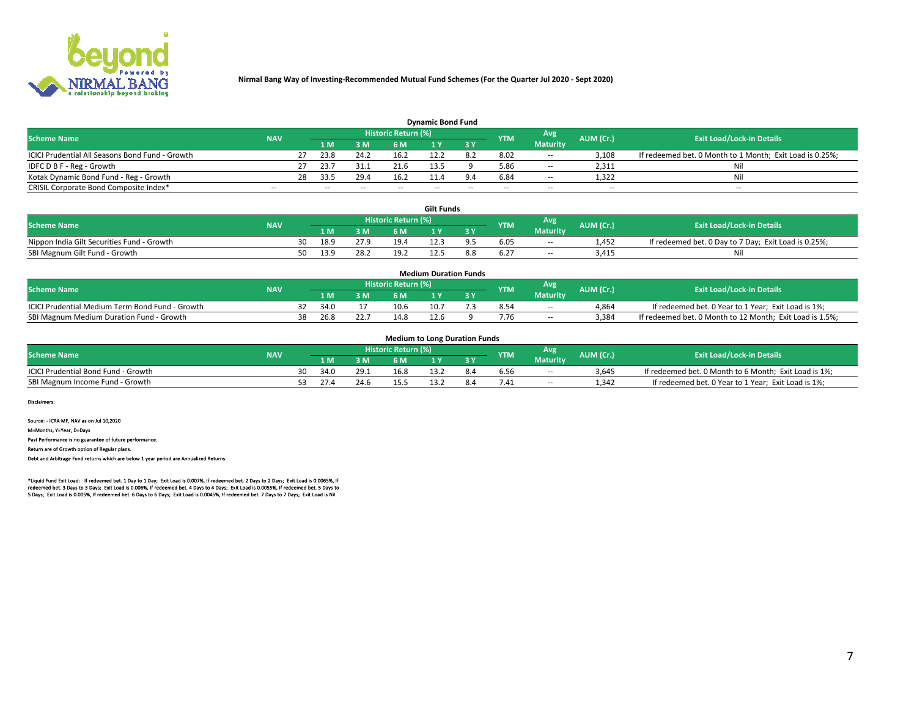Nirmal Bang Way of Investing-Recommended Mutual Fund Schemes (For the Quarter Jul 2020 - Sept 2020)

### Dynamic Bond Fund

| Scheme Name | NAV | Historic Return (%) | | | | | YTM | Avg Maturity | AUM (Cr.) | Exit Load/Lock-in Details |
|---|---|---|---|---|---|---|---|---|---|---|
| | | 1 M | 3 M | 6 M | 1 Y | 3 Y | | | | |
| ICICI Prudential All Seasons Bond Fund - Growth | 27 | 23.8 | 24.2 | 16.2 | 12.2 | 8.2 | 8.02 | -- | 3,108 | If redeemed bet. 0 Month to 1 Month; Exit Load is 0.25%; |
| IDFC D B F - Reg - Growth | 27 | 23.7 | 31.1 | 21.6 | 13.5 | 9 | 5.86 | -- | 2,311 | Nil |
| Kotak Dynamic Bond Fund - Reg - Growth | 28 | 33.5 | 29.4 | 16.2 | 11.4 | 9.4 | 6.84 | -- | 1,322 | Nil |
| CRISIL Corporate Bond Composite Index* | -- | -- | -- | -- | -- | -- | -- | -- | -- | -- |

### Gilt Funds

| Scheme Name | NAV | Historic Return (%) | | | | | YTM | Avg Maturity | AUM (Cr.) | Exit Load/Lock-in Details |
|---|---|---|---|---|---|---|---|---|---|---|
| | | 1 M | 3 M | 6 M | 1 Y | 3 Y | | | | |
| Nippon India Gilt Securities Fund - Growth | 30 | 18.9 | 27.9 | 19.4 | 12.3 | 9.5 | 6.05 | -- | 1,452 | If redeemed bet. 0 Day to 7 Day; Exit Load is 0.25%; |
| SBI Magnum Gilt Fund - Growth | 50 | 13.9 | 28.2 | 19.2 | 12.5 | 8.8 | 6.27 | -- | 3,415 | Nil |

### Medium Duration Funds

| Scheme Name | NAV | Historic Return (%) | | | | | YTM | Avg Maturity | AUM (Cr.) | Exit Load/Lock-in Details |
|---|---|---|---|---|---|---|---|---|---|---|
| | | 1 M | 3 M | 6 M | 1 Y | 3 Y | | | | |
| ICICI Prudential Medium Term Bond Fund - Growth | 32 | 34.0 | 17 | 10.6 | 10.7 | 7.3 | 8.54 | -- | 4,864 | If redeemed bet. 0 Year to 1 Year; Exit Load is 1%; |
| SBI Magnum Medium Duration Fund - Growth | 38 | 26.8 | 22.7 | 14.8 | 12.6 | 9 | 7.76 | -- | 3,384 | If redeemed bet. 0 Month to 12 Month; Exit Load is 1.5%; |

### Medium to Long Duration Funds

| Scheme Name | NAV | Historic Return (%) | | | | | YTM | Avg Maturity | AUM (Cr.) | Exit Load/Lock-in Details |
|---|---|---|---|---|---|---|---|---|---|---|
| | | 1 M | 3 M | 6 M | 1 Y | 3 Y | | | | |
| ICICI Prudential Bond Fund - Growth | 30 | 34.0 | 29.1 | 16.8 | 13.2 | 8.4 | 6.56 | -- | 3,645 | If redeemed bet. 0 Month to 6 Month; Exit Load is 1%; |
| SBI Magnum Income Fund - Growth | 53 | 27.4 | 24.6 | 15.5 | 13.2 | 8.4 | 7.41 | -- | 1,342 | If redeemed bet. 0 Year to 1 Year; Exit Load is 1%; |

Disclaimers:

Source: - ICRA MF, NAV as on Jul 10,2020

M=Months, Y=Year, D=Days

Past Performance is no guarantee of future performance.

Return are of Growth option of Regular plans.

Debt and Arbitrage Fund returns which are below 1 year period are Annualized Returns.

*Liquid Fund Exit Load: If redeemed bet. 1 Day to 1 Day; Exit Load is 0.007%, If redeemed bet. 2 Days to 2 Days; Exit Load is 0.0065%, If redeemed bet. 3 Days to 3 Days; Exit Load is 0.006%, If redeemed bet. 4 Days to 4 Days; Exit Load is 0.0055%, If redeemed bet. 5 Days to 5 Days; Exit Load is 0.005%, If redeemed bet. 6 Days to 6 Days; Exit Load is 0.0045%, If redeemed bet. 7 Days to 7 Days; Exit Load is Nil